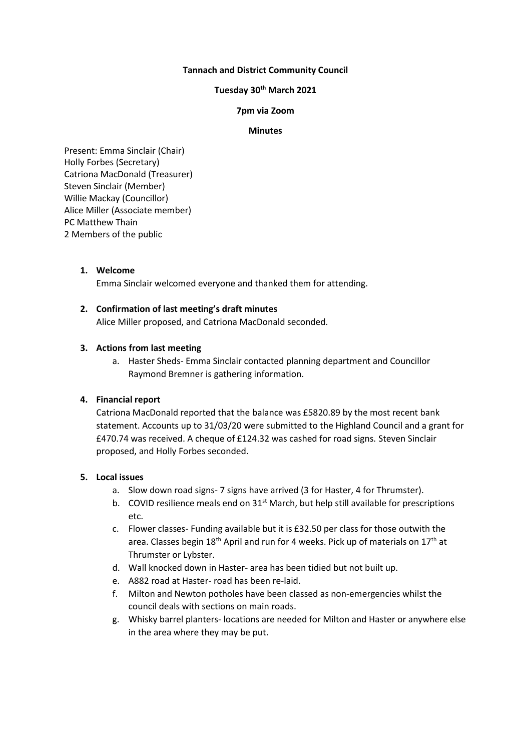**Tannach and District Community Council**

**Tuesday 30th March 2021**

**7pm via Zoom**

**Minutes**

Present: Emma Sinclair (Chair)
Holly Forbes (Secretary)
Catriona MacDonald (Treasurer)
Steven Sinclair (Member)
Willie Mackay (Councillor)
Alice Miller (Associate member)
PC Matthew Thain
2 Members of the public

1. **Welcome**
   Emma Sinclair welcomed everyone and thanked them for attending.

2. **Confirmation of last meeting's draft minutes**
   Alice Miller proposed, and Catriona MacDonald seconded.

3. **Actions from last meeting**
   a. Haster Sheds- Emma Sinclair contacted planning department and Councillor Raymond Bremner is gathering information.

4. **Financial report**
   Catriona MacDonald reported that the balance was £5820.89 by the most recent bank statement. Accounts up to 31/03/20 were submitted to the Highland Council and a grant for £470.74 was received. A cheque of £124.32 was cashed for road signs. Steven Sinclair proposed, and Holly Forbes seconded.

5. **Local issues**
   a. Slow down road signs- 7 signs have arrived (3 for Haster, 4 for Thrumster).
   b. COVID resilience meals end on 31st March, but help still available for prescriptions etc.
   c. Flower classes- Funding available but it is £32.50 per class for those outwith the area. Classes begin 18th April and run for 4 weeks. Pick up of materials on 17th at Thrumster or Lybster.
   d. Wall knocked down in Haster- area has been tidied but not built up.
   e. A882 road at Haster- road has been re-laid.
   f. Milton and Newton potholes have been classed as non-emergencies whilst the council deals with sections on main roads.
   g. Whisky barrel planters- locations are needed for Milton and Haster or anywhere else in the area where they may be put.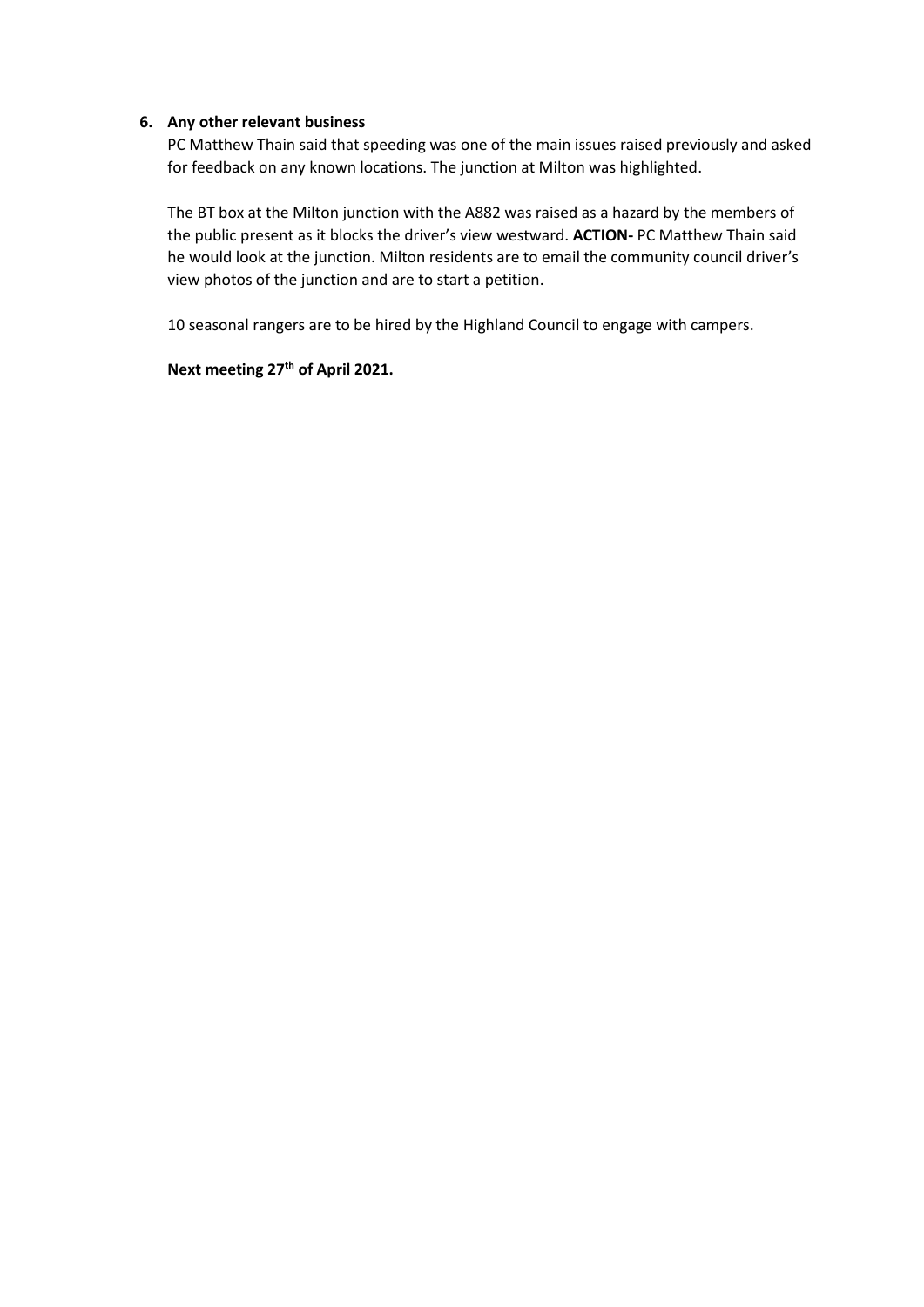6. **Any other relevant business**

   PC Matthew Thain said that speeding was one of the main issues raised previously and asked for feedback on any known locations. The junction at Milton was highlighted.

   The BT box at the Milton junction with the A882 was raised as a hazard by the members of the public present as it blocks the driver's view westward. **ACTION-** PC Matthew Thain said he would look at the junction. Milton residents are to email the community council driver's view photos of the junction and are to start a petition.

   10 seasonal rangers are to be hired by the Highland Council to engage with campers.

   **Next meeting 27th of April 2021.**